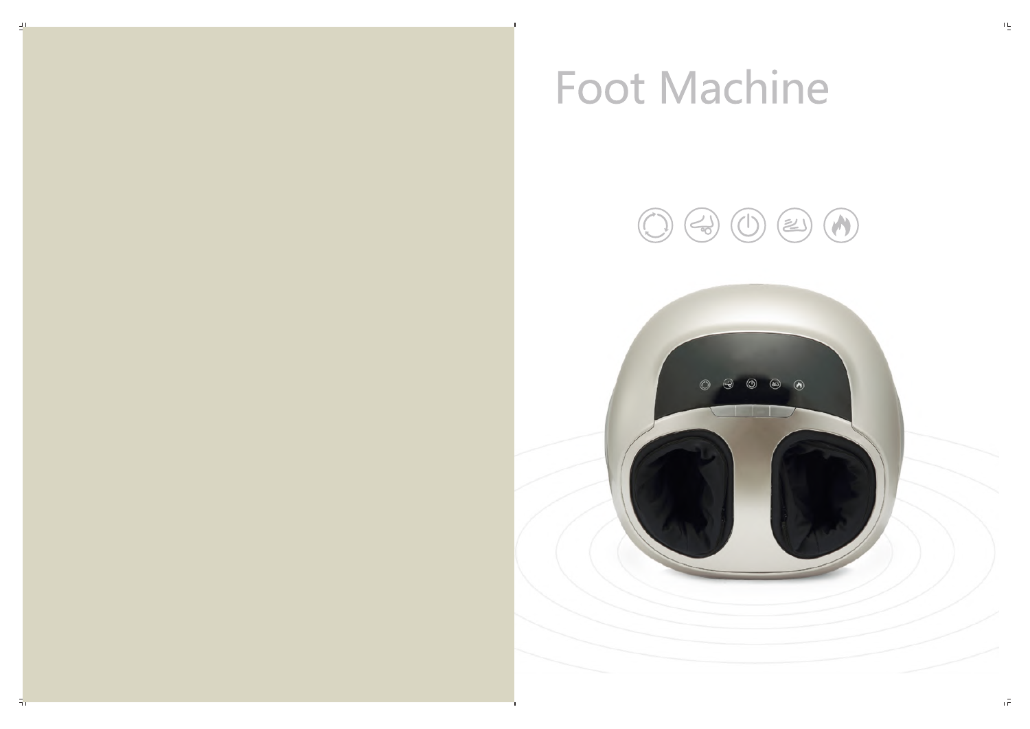# Foot Machine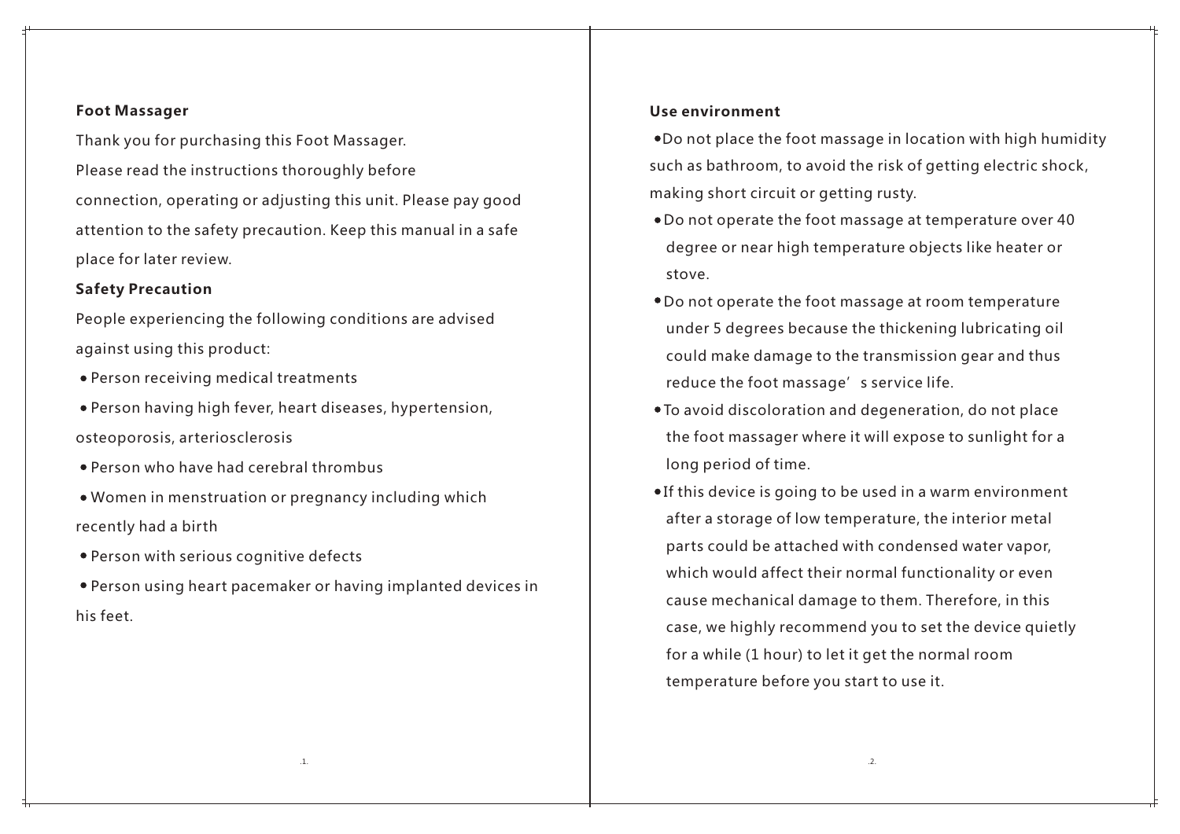**Foot Massager**

Thank you for purchasing this Foot Massager.

Please read the instructions thoroughly before connection, operating or adjusting this unit. Please pay good attention to the safety precaution. Keep this manual in a safe place for later review.

**Safety Precaution**

People experiencing the following conditions are advised against using this product:

- Person receiving medical treatments
- Person having high fever, heart diseases, hypertension, osteoporosis, arteriosclerosis
- Person who have had cerebral thrombus
- Women in menstruation or pregnancy including which recently had a birth
- Person with serious cognitive defects
- Person using heart pacemaker or having implanted devices in his feet.

**Use environment**

- Do not place the foot massage in location with high humidity such as bathroom, to avoid the risk of getting electric shock, making short circuit or getting rusty.
- Do not operate the foot massage at temperature over 40 degree or near high temperature objects like heater or stove.
- Do not operate the foot massage at room temperature under 5 degrees because the thickening lubricating oil could make damage to the transmission gear and thus reduce the foot massage' s service life.
- To avoid discoloration and degeneration, do not place the foot massager where it will expose to sunlight for a long period of time.
- If this device is going to be used in a warm environment after a storage of low temperature, the interior metal parts could be attached with condensed water vapor, which would affect their normal functionality or even cause mechanical damage to them. Therefore, in this case, we highly recommend you to set the device quietly for a while (1 hour) to let it get the normal room temperature before you start to use it.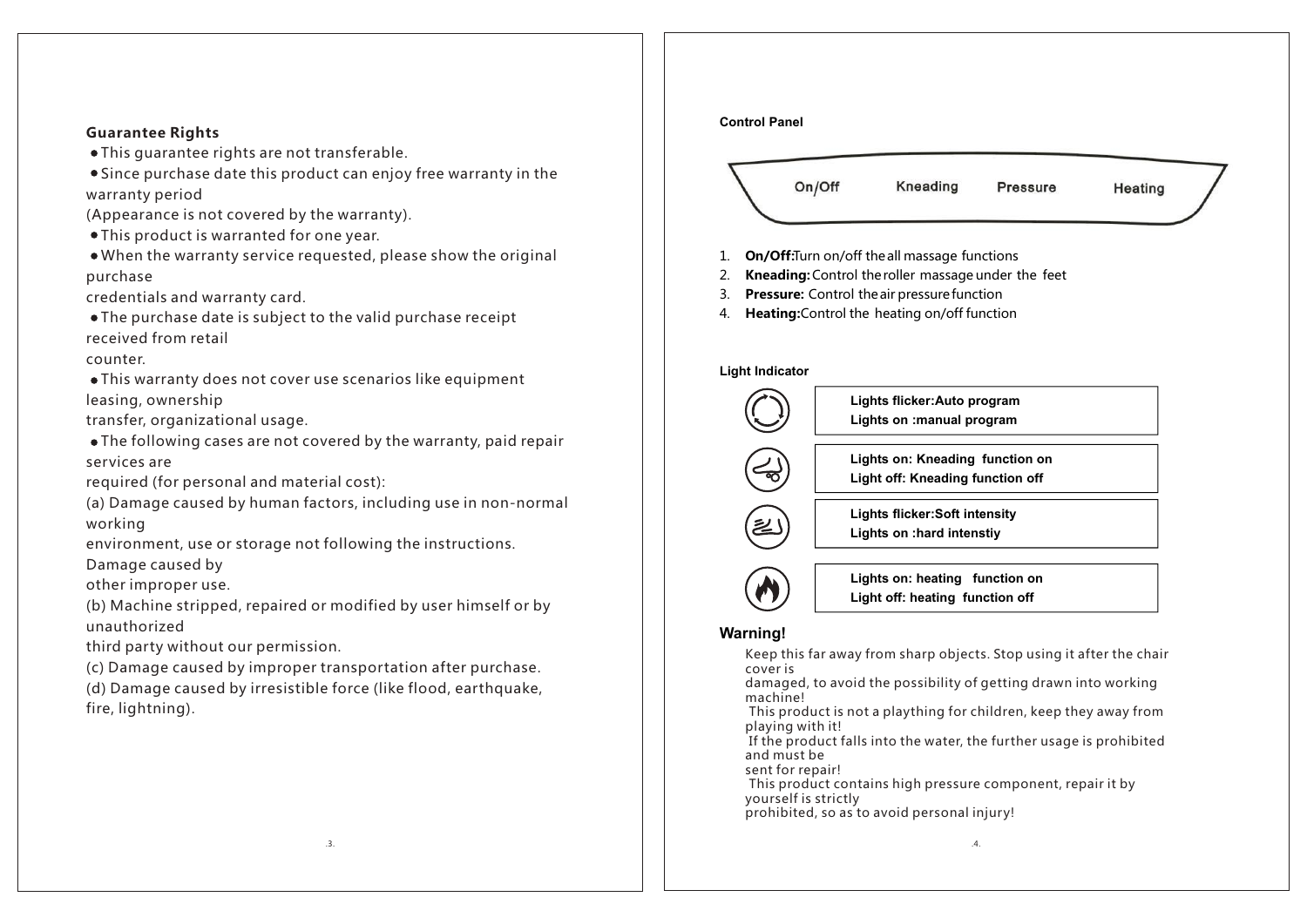**Guarantee Rights**

- This guarantee rights are not transferable.
- Since purchase date this product can enjoy free warranty in the warranty period (Appearance is not covered by the warranty).
- This product is warranted for one year.
- When the warranty service requested, please show the original purchase credentials and warranty card.
- The purchase date is subject to the valid purchase receipt received from retail counter.
- This warranty does not cover use scenarios like equipment leasing, ownership transfer, organizational usage.
- The following cases are not covered by the warranty, paid repair services are required (for personal and material cost):

(a) Damage caused by human factors, including use in non-normal working environment, use or storage not following the instructions. Damage caused by other improper use.

(b) Machine stripped, repaired or modified by user himself or by unauthorized third party without our permission.

(c) Damage caused by improper transportation after purchase.

(d) Damage caused by irresistible force (like flood, earthquake, fire, lightning).

**Control Panel**

On/Off　Kneading　Pressure　Heating

1. **On/Off:** Turn on/off the all massage functions
2. **Kneading:** Control the roller massage under the feet
3. **Pressure:** Control the air pressure function
4. **Heating:** Control the heating on/off function

**Light Indicator**

| Indicator | Description |
| --- | --- |
| Auto/manual | Lights flicker: Auto program<br>Lights on : manual program |
| Kneading | Lights on: Kneading function on<br>Light off: Kneading function off |
| Pressure | Lights flicker: Soft intensity<br>Lights on : hard intenstiy |
| Heating | Lights on: heating function on<br>Light off: heating function off |

**Warning!**

Keep this far away from sharp objects. Stop using it after the chair cover is damaged, to avoid the possibility of getting drawn into working machine!

This product is not a plaything for children, keep they away from playing with it!

If the product falls into the water, the further usage is prohibited and must be sent for repair!

This product contains high pressure component, repair it by yourself is strictly prohibited, so as to avoid personal injury!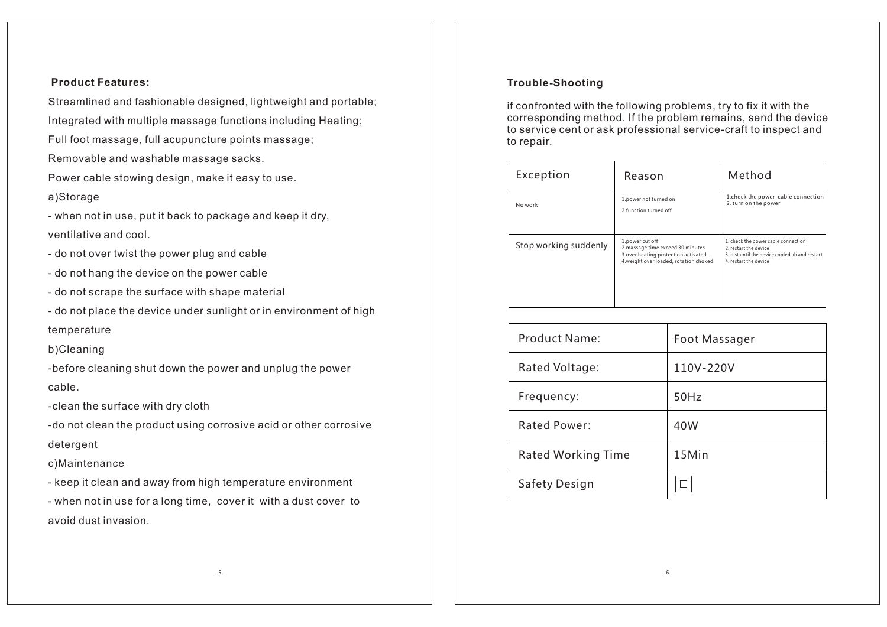**Product Features:**

Streamlined and fashionable designed, lightweight and portable;

Integrated with multiple massage functions including Heating;

Full foot massage, full acupuncture points massage;

Removable and washable massage sacks.

Power cable stowing design, make it easy to use.

a)Storage

- when not in use, put it back to package and keep it dry, ventilative and cool.
- do not over twist the power plug and cable
- do not hang the device on the power cable
- do not scrape the surface with shape material
- do not place the device under sunlight or in environment of high temperature

b)Cleaning

-before cleaning shut down the power and unplug the power cable.

-clean the surface with dry cloth

-do not clean the product using corrosive acid or other corrosive detergent

c)Maintenance

- keep it clean and away from high temperature environment
- when not in use for a long time, cover it with a dust cover to avoid dust invasion.

**Trouble-Shooting**

if confronted with the following problems, try to fix it with the corresponding method. If the problem remains, send the device to service cent or ask professional service-craft to inspect and to repair.

| Exception | Reason | Method |
|---|---|---|
| No work | 1.power not turned on<br>2.function turned off | 1.check the power cable connection<br>2. turn on the power |
| Stop working suddenly | 1.power cut off<br>2.massage time exceed 30 minutes<br>3.over heating protection activated<br>4.weight over loaded, rotation choked | 1. check the power cable connection<br>2. restart the device<br>3. rest until the device cooled ab and restart<br>4. restart the device |

| | |
|---|---|
| Product Name: | Foot Massager |
| Rated Voltage: | 110V-220V |
| Frequency: | 50Hz |
| Rated Power: | 40W |
| Rated Working Time | 15Min |
| Safety Design | □ |